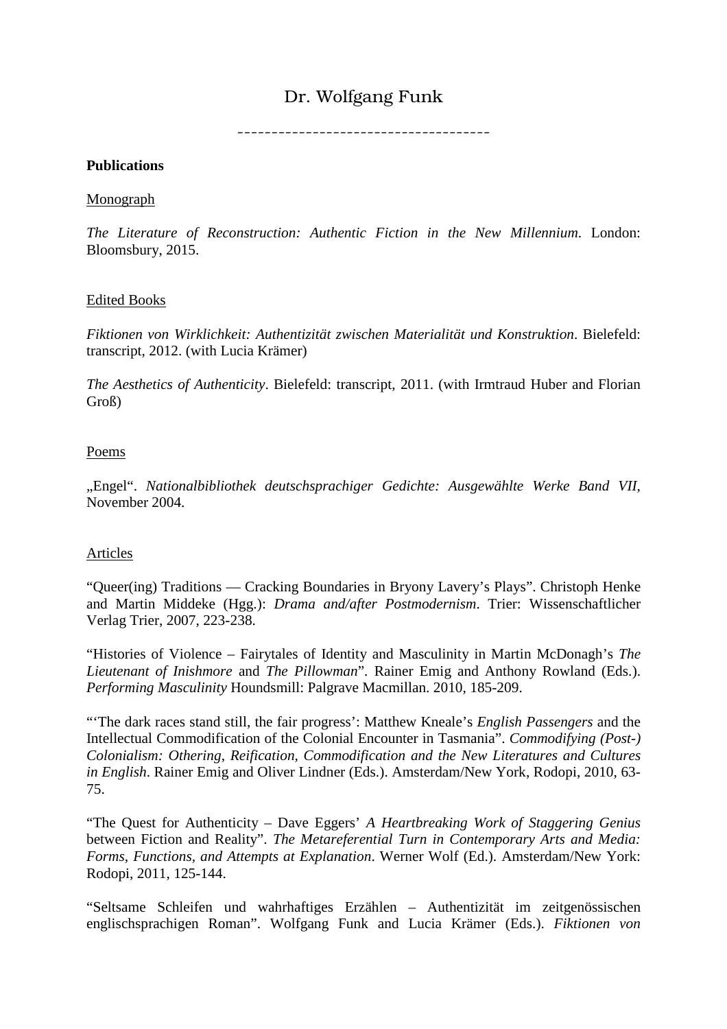# Dr. Wolfgang Funk

------------------------------------

**Publications**

Monograph

*The Literature of Reconstruction: Authentic Fiction in the New Millennium*. London: Bloomsbury, 2015.

Edited Books

*Fiktionen von Wirklichkeit: Authentizität zwischen Materialität und Konstruktion*. Bielefeld: transcript, 2012. (with Lucia Krämer)

*The Aesthetics of Authenticity*. Bielefeld: transcript, 2011. (with Irmtraud Huber and Florian Groß)

Poems

„Engel". *Nationalbibliothek deutschsprachiger Gedichte: Ausgewählte Werke Band VII*, November 2004.

Articles

"Queer(ing) Traditions — Cracking Boundaries in Bryony Lavery's Plays". Christoph Henke and Martin Middeke (Hgg.): *Drama and/after Postmodernism*. Trier: Wissenschaftlicher Verlag Trier, 2007, 223-238.

"Histories of Violence – Fairytales of Identity and Masculinity in Martin McDonagh's *The Lieutenant of Inishmore* and *The Pillowman*". Rainer Emig and Anthony Rowland (Eds.). *Performing Masculinity* Houndsmill: Palgrave Macmillan. 2010, 185-209.

"'The dark races stand still, the fair progress': Matthew Kneale's *English Passengers* and the Intellectual Commodification of the Colonial Encounter in Tasmania". *Commodifying (Post-) Colonialism: Othering, Reification, Commodification and the New Literatures and Cultures in English*. Rainer Emig and Oliver Lindner (Eds.). Amsterdam/New York, Rodopi, 2010, 63-75.

"The Quest for Authenticity – Dave Eggers' *A Heartbreaking Work of Staggering Genius* between Fiction and Reality". *The Metareferential Turn in Contemporary Arts and Media: Forms, Functions, and Attempts at Explanation*. Werner Wolf (Ed.). Amsterdam/New York: Rodopi, 2011, 125-144.

"Seltsame Schleifen und wahrhaftiges Erzählen – Authentizität im zeitgenössischen englischsprachigen Roman". Wolfgang Funk and Lucia Krämer (Eds.). *Fiktionen von*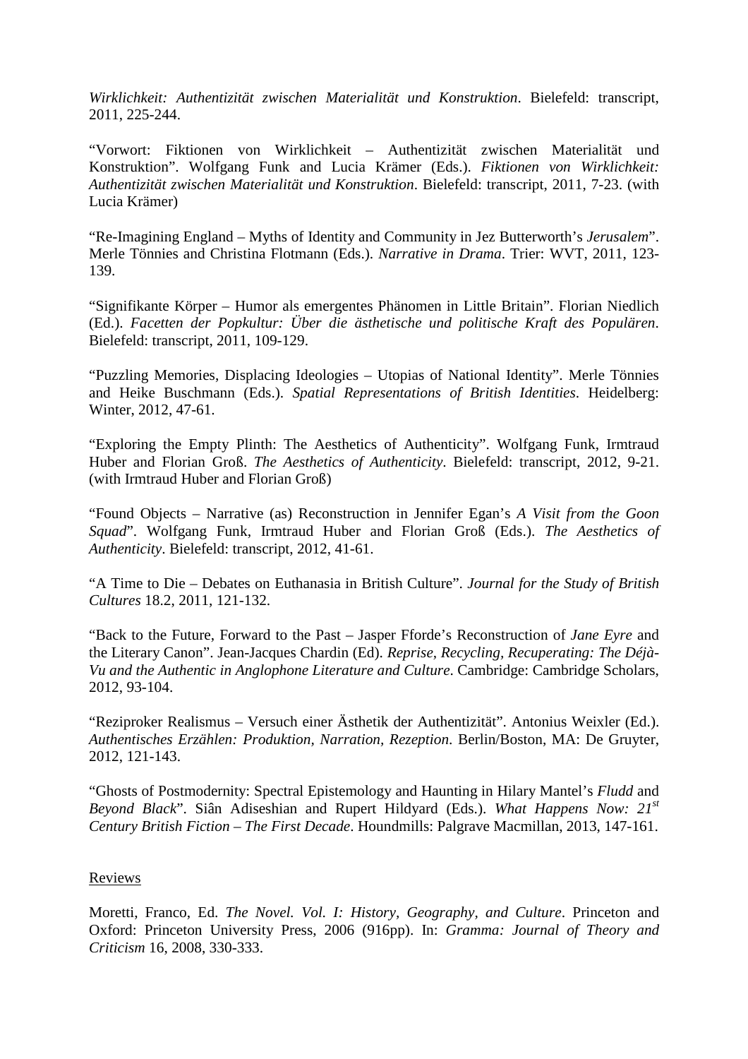*Wirklichkeit: Authentizität zwischen Materialität und Konstruktion*. Bielefeld: transcript, 2011, 225-244.

"Vorwort: Fiktionen von Wirklichkeit – Authentizität zwischen Materialität und Konstruktion". Wolfgang Funk and Lucia Krämer (Eds.). *Fiktionen von Wirklichkeit: Authentizität zwischen Materialität und Konstruktion*. Bielefeld: transcript, 2011, 7-23. (with Lucia Krämer)

"Re-Imagining England – Myths of Identity and Community in Jez Butterworth's *Jerusalem*". Merle Tönnies and Christina Flotmann (Eds.). *Narrative in Drama*. Trier: WVT, 2011, 123-139.

"Signifikante Körper – Humor als emergentes Phänomen in Little Britain". Florian Niedlich (Ed.). *Facetten der Popkultur: Über die ästhetische und politische Kraft des Populären*. Bielefeld: transcript, 2011, 109-129.

"Puzzling Memories, Displacing Ideologies – Utopias of National Identity". Merle Tönnies and Heike Buschmann (Eds.). *Spatial Representations of British Identities*. Heidelberg: Winter, 2012, 47-61.

"Exploring the Empty Plinth: The Aesthetics of Authenticity". Wolfgang Funk, Irmtraud Huber and Florian Groß. *The Aesthetics of Authenticity*. Bielefeld: transcript, 2012, 9-21. (with Irmtraud Huber and Florian Groß)

"Found Objects – Narrative (as) Reconstruction in Jennifer Egan's *A Visit from the Goon Squad*". Wolfgang Funk, Irmtraud Huber and Florian Groß (Eds.). *The Aesthetics of Authenticity*. Bielefeld: transcript, 2012, 41-61.

"A Time to Die – Debates on Euthanasia in British Culture". *Journal for the Study of British Cultures* 18.2, 2011, 121-132.

"Back to the Future, Forward to the Past – Jasper Fforde's Reconstruction of *Jane Eyre* and the Literary Canon". Jean-Jacques Chardin (Ed). *Reprise, Recycling, Recuperating: The Déjà-Vu and the Authentic in Anglophone Literature and Culture*. Cambridge: Cambridge Scholars, 2012, 93-104.

"Reziproker Realismus – Versuch einer Ästhetik der Authentizität". Antonius Weixler (Ed.). *Authentisches Erzählen: Produktion, Narration, Rezeption*. Berlin/Boston, MA: De Gruyter, 2012, 121-143.

"Ghosts of Postmodernity: Spectral Epistemology and Haunting in Hilary Mantel's *Fludd* and *Beyond Black*". Siân Adiseshian and Rupert Hildyard (Eds.). *What Happens Now: 21st Century British Fiction – The First Decade*. Houndmills: Palgrave Macmillan, 2013, 147-161.

Reviews

Moretti, Franco, Ed. *The Novel. Vol. I: History, Geography, and Culture*. Princeton and Oxford: Princeton University Press, 2006 (916pp). In: *Gramma: Journal of Theory and Criticism* 16, 2008, 330-333.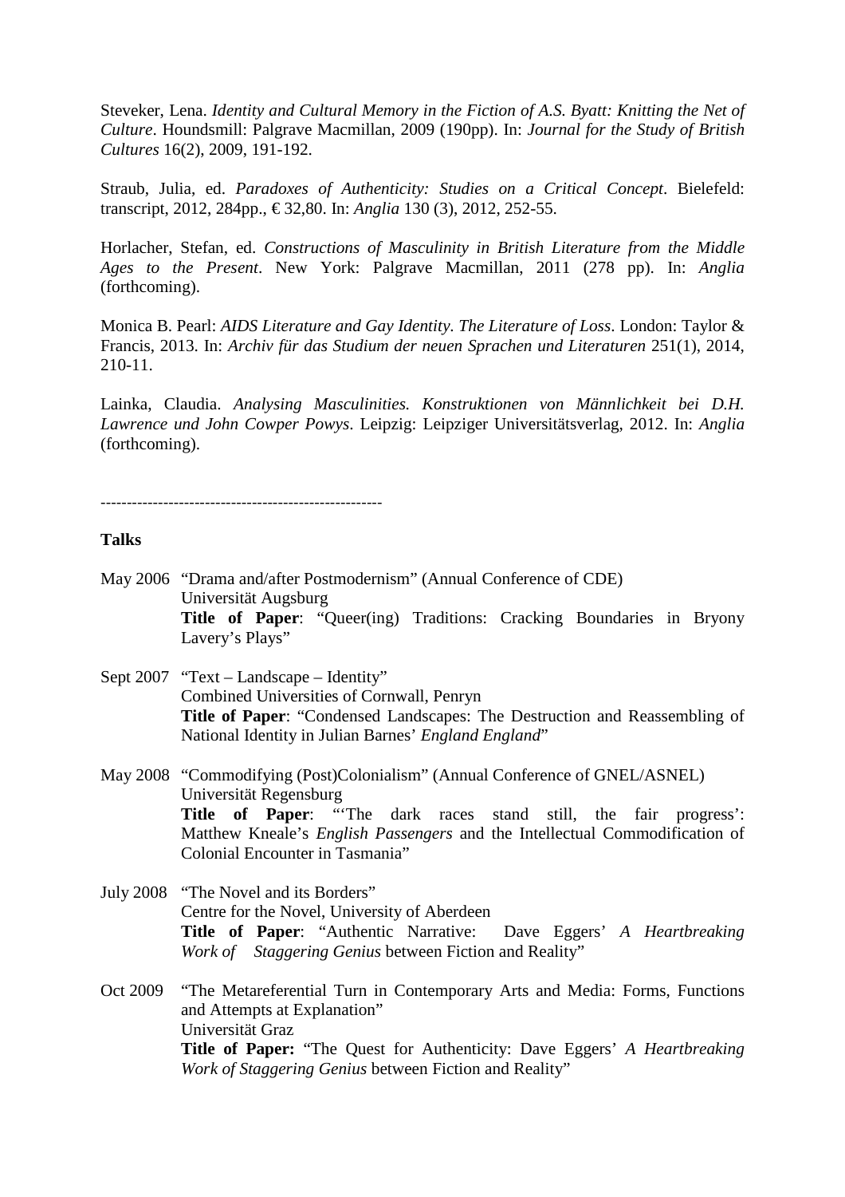Steveker, Lena. *Identity and Cultural Memory in the Fiction of A.S. Byatt: Knitting the Net of Culture*. Houndsmill: Palgrave Macmillan, 2009 (190pp). In: *Journal for the Study of British Cultures* 16(2), 2009, 191-192.

Straub, Julia, ed. *Paradoxes of Authenticity: Studies on a Critical Concept*. Bielefeld: transcript, 2012, 284pp., € 32,80. In: *Anglia* 130 (3), 2012, 252-55.

Horlacher, Stefan, ed. *Constructions of Masculinity in British Literature from the Middle Ages to the Present*. New York: Palgrave Macmillan, 2011 (278 pp). In: *Anglia* (forthcoming).

Monica B. Pearl: *AIDS Literature and Gay Identity. The Literature of Loss*. London: Taylor & Francis, 2013. In: *Archiv für das Studium der neuen Sprachen und Literaturen* 251(1), 2014, 210-11.

Lainka, Claudia. *Analysing Masculinities. Konstruktionen von Männlichkeit bei D.H. Lawrence und John Cowper Powys*. Leipzig: Leipziger Universitätsverlag, 2012. In: *Anglia* (forthcoming).

------------------------------------------------------

**Talks**

May 2006 "Drama and/after Postmodernism" (Annual Conference of CDE)
Universität Augsburg
**Title of Paper**: "Queer(ing) Traditions: Cracking Boundaries in Bryony Lavery's Plays"

Sept 2007 "Text – Landscape – Identity"
Combined Universities of Cornwall, Penryn
**Title of Paper**: "Condensed Landscapes: The Destruction and Reassembling of National Identity in Julian Barnes' *England England*"

May 2008 "Commodifying (Post)Colonialism" (Annual Conference of GNEL/ASNEL)
Universität Regensburg
**Title of Paper**: "'The dark races stand still, the fair progress': Matthew Kneale's *English Passengers* and the Intellectual Commodification of Colonial Encounter in Tasmania"

July 2008 "The Novel and its Borders"
Centre for the Novel, University of Aberdeen
**Title of Paper**: "Authentic Narrative: Dave Eggers' *A Heartbreaking Work of Staggering Genius* between Fiction and Reality"

Oct 2009 "The Metareferential Turn in Contemporary Arts and Media: Forms, Functions and Attempts at Explanation"
Universität Graz
**Title of Paper:** "The Quest for Authenticity: Dave Eggers' *A Heartbreaking Work of Staggering Genius* between Fiction and Reality"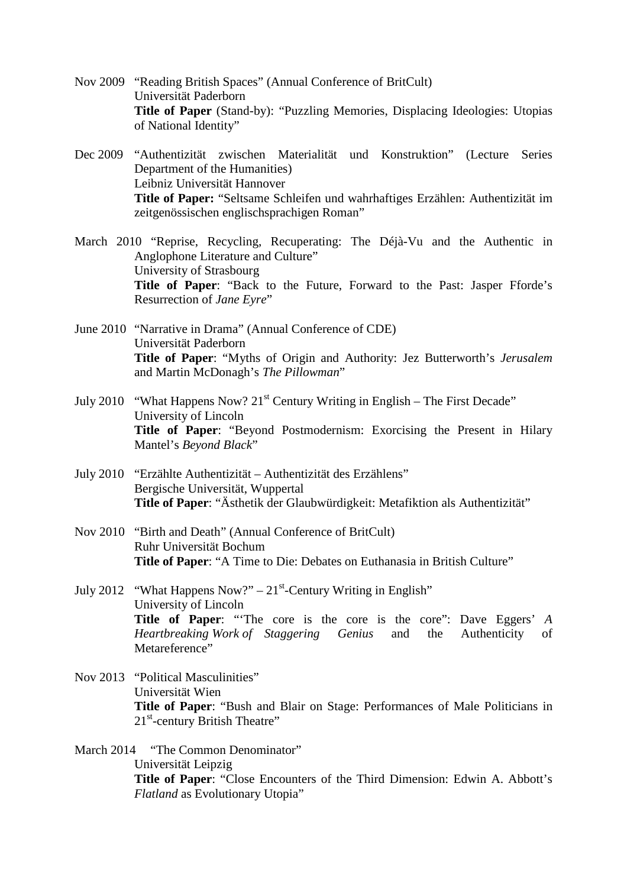Nov 2009 "Reading British Spaces" (Annual Conference of BritCult)
Universität Paderborn
**Title of Paper** (Stand-by): "Puzzling Memories, Displacing Ideologies: Utopias of National Identity"

Dec 2009 "Authentizität zwischen Materialität und Konstruktion" (Lecture Series Department of the Humanities)
Leibniz Universität Hannover
**Title of Paper:** "Seltsame Schleifen und wahrhaftiges Erzählen: Authentizität im zeitgenössischen englischsprachigen Roman"

March 2010 "Reprise, Recycling, Recuperating: The Déjà-Vu and the Authentic in Anglophone Literature and Culture"
University of Strasbourg
**Title of Paper**: "Back to the Future, Forward to the Past: Jasper Fforde's Resurrection of *Jane Eyre*"

June 2010 "Narrative in Drama" (Annual Conference of CDE)
Universität Paderborn
**Title of Paper**: "Myths of Origin and Authority: Jez Butterworth's *Jerusalem* and Martin McDonagh's *The Pillowman*"

July 2010 "What Happens Now? 21st Century Writing in English – The First Decade"
University of Lincoln
**Title of Paper**: "Beyond Postmodernism: Exorcising the Present in Hilary Mantel's *Beyond Black*"

July 2010 "Erzählte Authentizität – Authentizität des Erzählens"
Bergische Universität, Wuppertal
**Title of Paper**: "Ästhetik der Glaubwürdigkeit: Metafiktion als Authentizität"

Nov 2010 "Birth and Death" (Annual Conference of BritCult)
Ruhr Universität Bochum
**Title of Paper**: "A Time to Die: Debates on Euthanasia in British Culture"

July 2012 "What Happens Now?" – 21st-Century Writing in English"
University of Lincoln
**Title of Paper**: "'The core is the core": Dave Eggers' *A Heartbreaking Work of Staggering Genius* and the Authenticity of Metareference"

Nov 2013 "Political Masculinities"
Universität Wien
**Title of Paper**: "Bush and Blair on Stage: Performances of Male Politicians in 21st-century British Theatre"

March 2014 "The Common Denominator"
Universität Leipzig
**Title of Paper**: "Close Encounters of the Third Dimension: Edwin A. Abbott's *Flatland* as Evolutionary Utopia"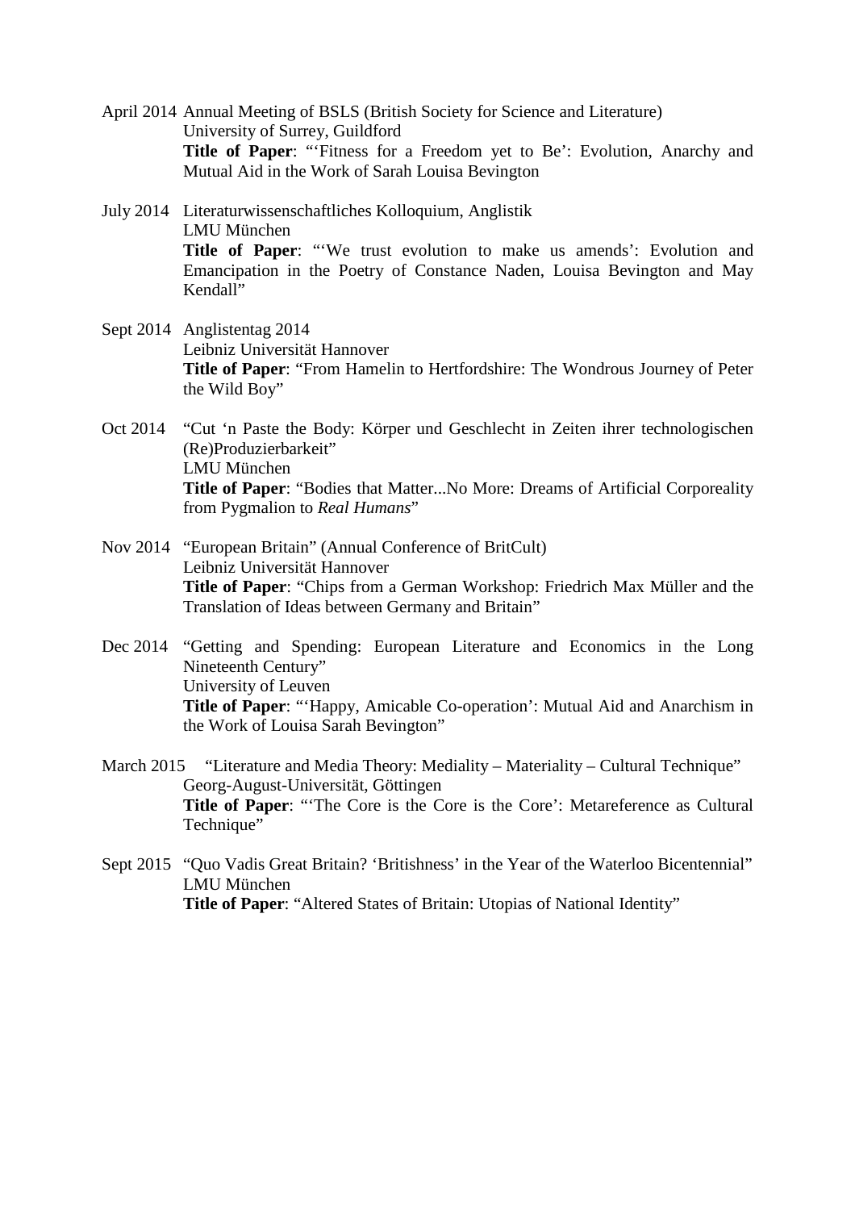April 2014 Annual Meeting of BSLS (British Society for Science and Literature)
University of Surrey, Guildford
**Title of Paper**: "'Fitness for a Freedom yet to Be': Evolution, Anarchy and Mutual Aid in the Work of Sarah Louisa Bevington

July 2014 Literaturwissenschaftliches Kolloquium, Anglistik
LMU München
**Title of Paper**: "'We trust evolution to make us amends': Evolution and Emancipation in the Poetry of Constance Naden, Louisa Bevington and May Kendall"

Sept 2014 Anglistentag 2014
Leibniz Universität Hannover
**Title of Paper**: "From Hamelin to Hertfordshire: The Wondrous Journey of Peter the Wild Boy"

Oct 2014 "Cut 'n Paste the Body: Körper und Geschlecht in Zeiten ihrer technologischen (Re)Produzierbarkeit"
LMU München
**Title of Paper**: "Bodies that Matter...No More: Dreams of Artificial Corporeality from Pygmalion to *Real Humans*"

Nov 2014 "European Britain" (Annual Conference of BritCult)
Leibniz Universität Hannover
**Title of Paper**: "Chips from a German Workshop: Friedrich Max Müller and the Translation of Ideas between Germany and Britain"

Dec 2014 "Getting and Spending: European Literature and Economics in the Long Nineteenth Century"
University of Leuven
**Title of Paper**: "'Happy, Amicable Co-operation': Mutual Aid and Anarchism in the Work of Louisa Sarah Bevington"

March 2015 "Literature and Media Theory: Mediality – Materiality – Cultural Technique"
Georg-August-Universität, Göttingen
**Title of Paper**: "'The Core is the Core is the Core': Metareference as Cultural Technique"

Sept 2015 "Quo Vadis Great Britain? 'Britishness' in the Year of the Waterloo Bicentennial"
LMU München
**Title of Paper**: "Altered States of Britain: Utopias of National Identity"